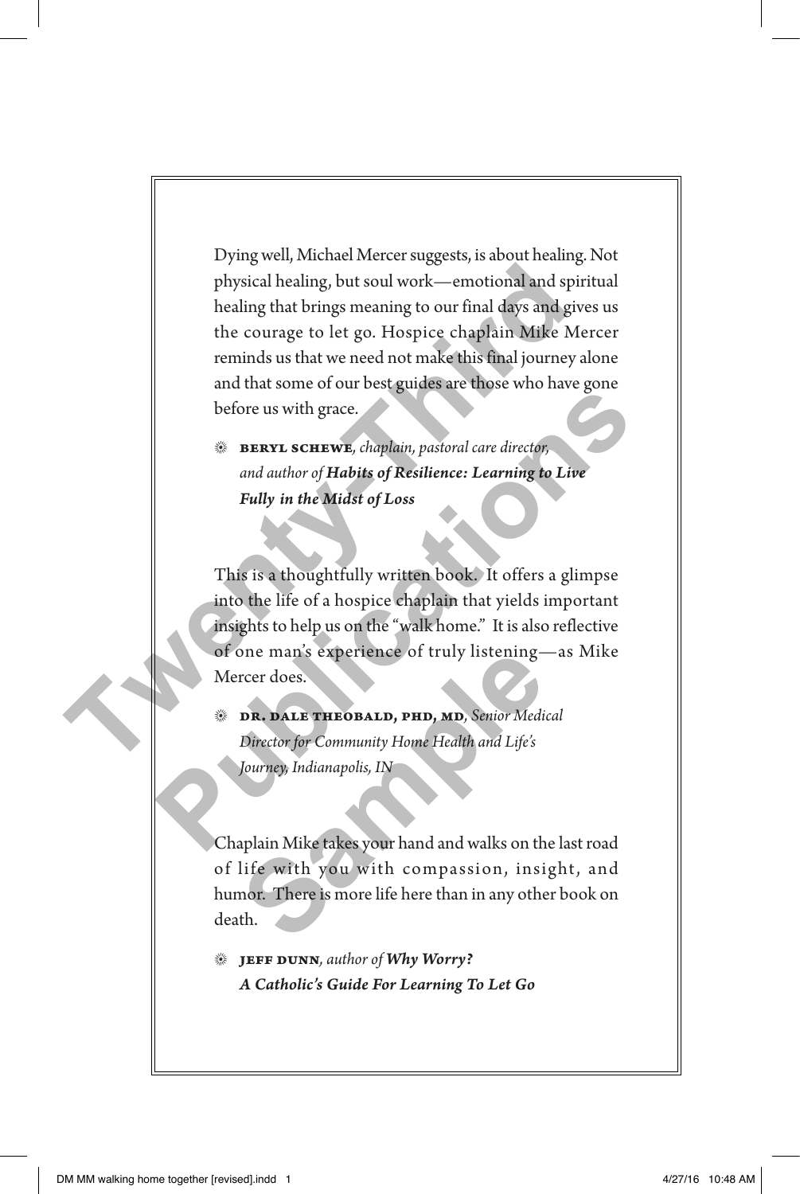Dying well, Michael Mercer suggests, is about healing. Not physical healing, but soul work—emotional and spiritual healing that brings meaning to our final days and gives us the courage to let go. Hospice chaplain Mike Mercer reminds us that we need not make this final journey alone and that some of our best guides are those who have gone before us with grace.

❊ **BERYL SCHEWE**, *chaplain, pastoral care director, and author of* ***Habits of Resilience: Learning to Live Fully in the Midst of Loss***

This is a thoughtfully written book. It offers a glimpse into the life of a hospice chaplain that yields important insights to help us on the "walk home." It is also reflective of one man's experience of truly listening—as Mike Mercer does.

❊ **DR. DALE THEOBALD, PHD, MD**, *Senior Medical Director for Community Home Health and Life's Journey, Indianapolis, IN*

Chaplain Mike takes your hand and walks on the last road of life with you with compassion, insight, and humor. There is more life here than in any other book on death.

❊ **JEFF DUNN**, *author of* ***Why Worry? A Catholic's Guide For Learning To Let Go***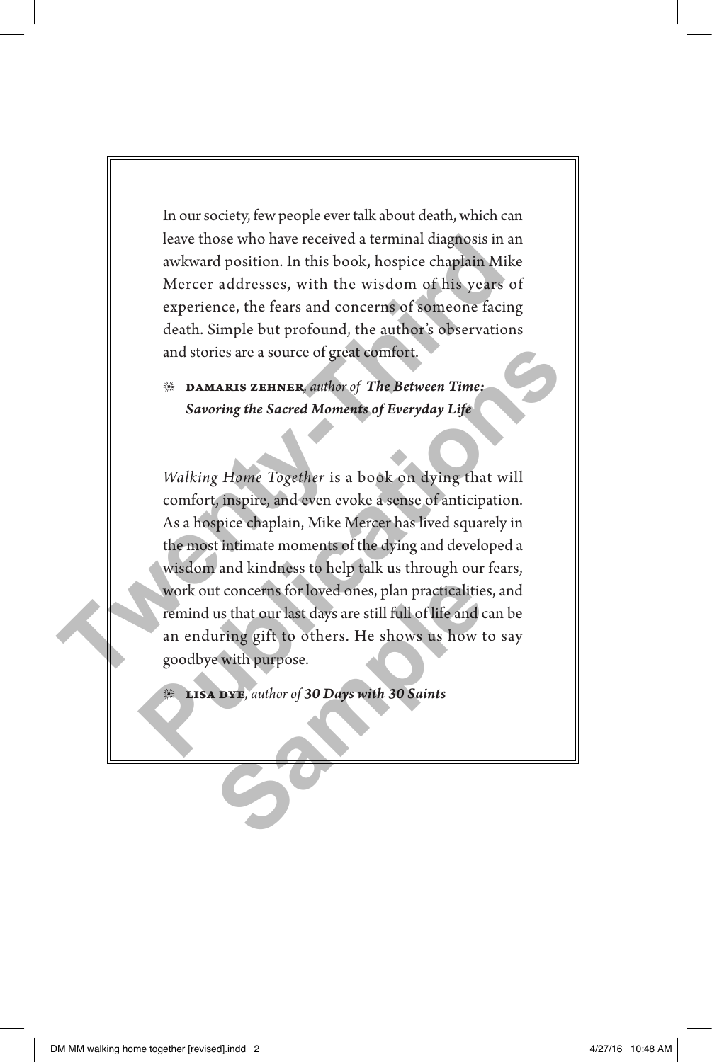In our society, few people ever talk about death, which can leave those who have received a terminal diagnosis in an awkward position. In this book, hospice chaplain Mike Mercer addresses, with the wisdom of his years of experience, the fears and concerns of someone facing death. Simple but profound, the author's observations and stories are a source of great comfort.

❋ **DAMARIS ZEHNER**, *author of* ***The Between Time: Savoring the Sacred Moments of Everyday Life***

*Walking Home Together* is a book on dying that will comfort, inspire, and even evoke a sense of anticipation. As a hospice chaplain, Mike Mercer has lived squarely in the most intimate moments of the dying and developed a wisdom and kindness to help talk us through our fears, work out concerns for loved ones, plan practicalities, and remind us that our last days are still full of life and can be an enduring gift to others. He shows us how to say goodbye with purpose.

❋ **LISA DYE**, *author of* ***30 Days with 30 Saints***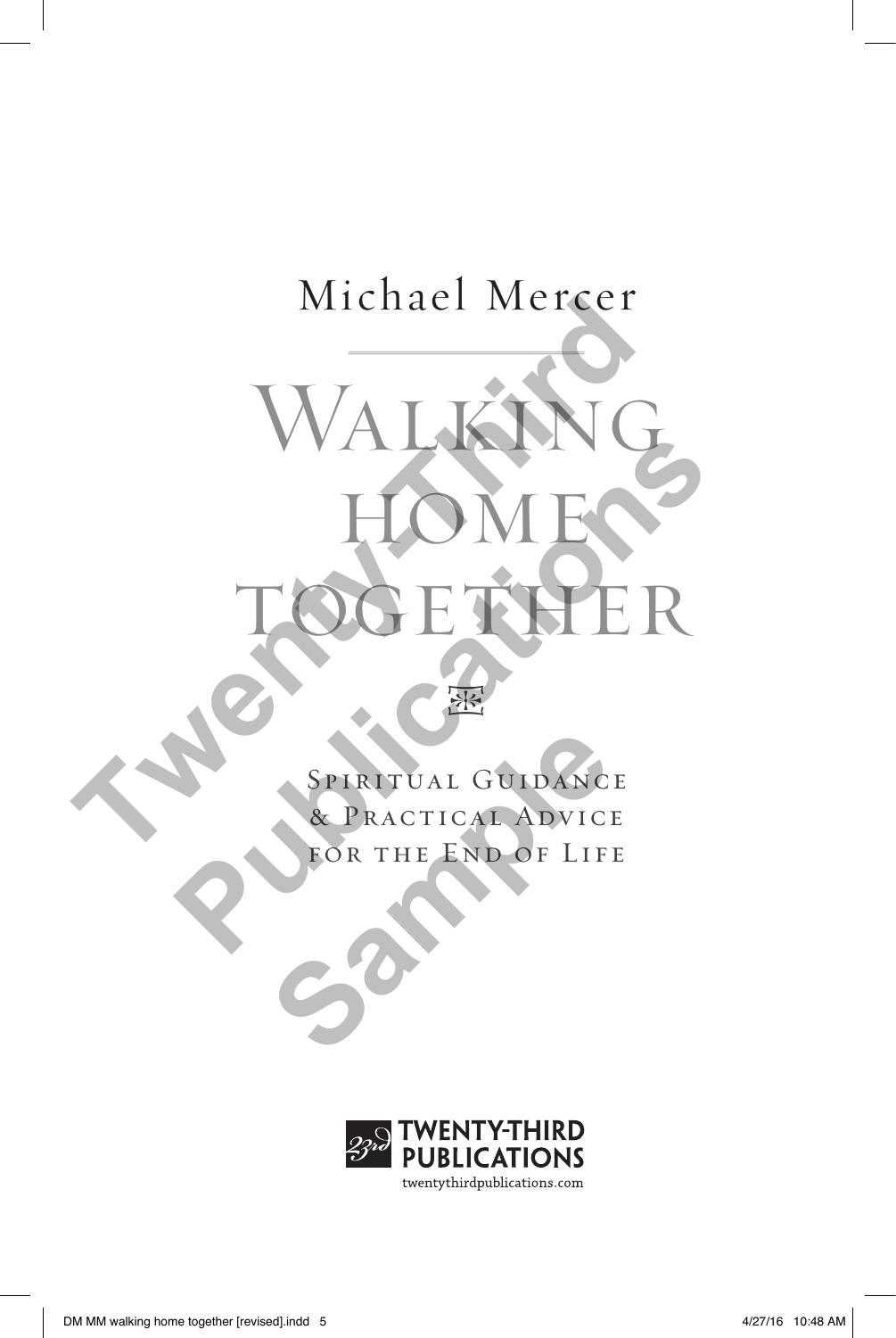Michael Mercer

# Walking Home Together

## Spiritual Guidance & Practical Advice for the End of Life

TWENTY-THIRD PUBLICATIONS

twentythirdpublications.com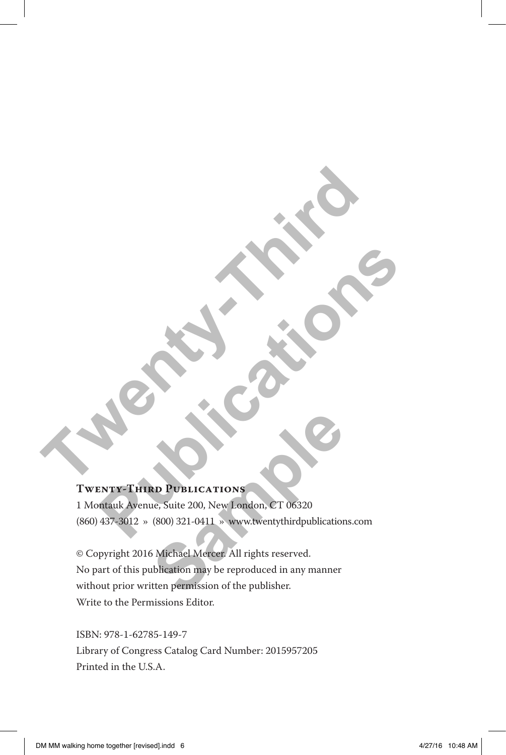**Twenty-Third Publications**

1 Montauk Avenue, Suite 200, New London, CT 06320

(860) 437-3012 » (800) 321-0411 » www.twentythirdpublications.com

© Copyright 2016 Michael Mercer. All rights reserved.
No part of this publication may be reproduced in any manner
without prior written permission of the publisher.
Write to the Permissions Editor.

ISBN: 978-1-62785-149-7
Library of Congress Catalog Card Number: 2015957205
Printed in the U.S.A.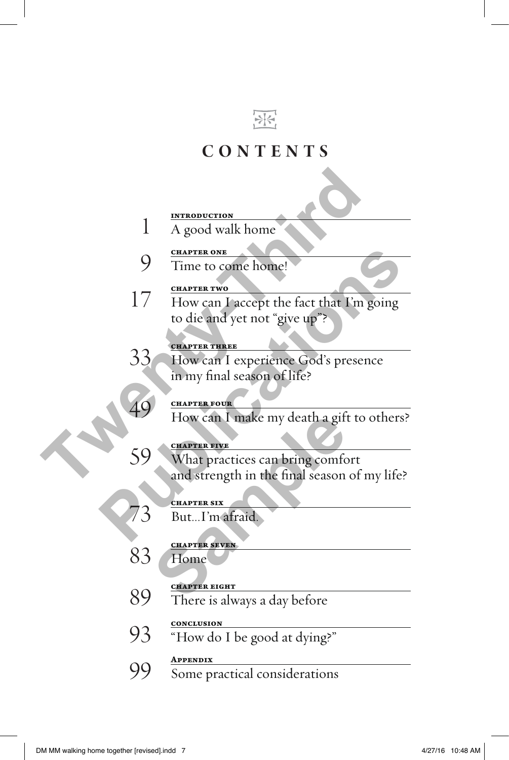# CONTENTS

| | |
|---|---|
| 1 | INTRODUCTION<br>A good walk home |
| 9 | CHAPTER ONE<br>Time to come home! |
| 17 | CHAPTER TWO<br>How can I accept the fact that I'm going to die and yet not "give up"? |
| 33 | CHAPTER THREE<br>How can I experience God's presence in my final season of life? |
| 49 | CHAPTER FOUR<br>How can I make my death a gift to others? |
| 59 | CHAPTER FIVE<br>What practices can bring comfort and strength in the final season of my life? |
| 73 | CHAPTER SIX<br>But...I'm afraid. |
| 83 | CHAPTER SEVEN<br>Home |
| 89 | CHAPTER EIGHT<br>There is always a day before |
| 93 | CONCLUSION<br>"How do I be good at dying?" |
| 99 | APPENDIX<br>Some practical considerations |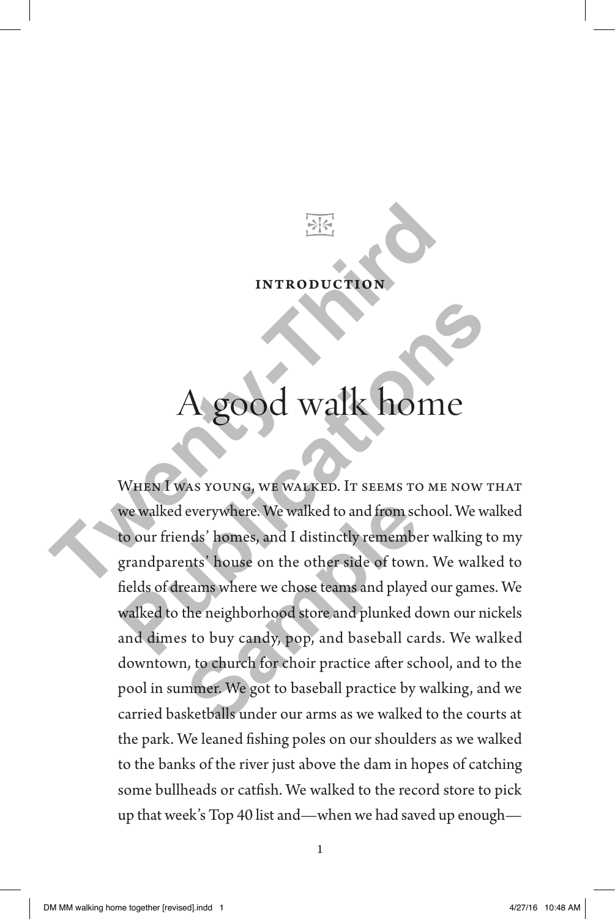INTRODUCTION

# A good walk home

When I was young, we walked. It seems to me now that we walked everywhere. We walked to and from school. We walked to our friends' homes, and I distinctly remember walking to my grandparents' house on the other side of town. We walked to fields of dreams where we chose teams and played our games. We walked to the neighborhood store and plunked down our nickels and dimes to buy candy, pop, and baseball cards. We walked downtown, to church for choir practice after school, and to the pool in summer. We got to baseball practice by walking, and we carried basketballs under our arms as we walked to the courts at the park. We leaned fishing poles on our shoulders as we walked to the banks of the river just above the dam in hopes of catching some bullheads or catfish. We walked to the record store to pick up that week's Top 40 list and—when we had saved up enough—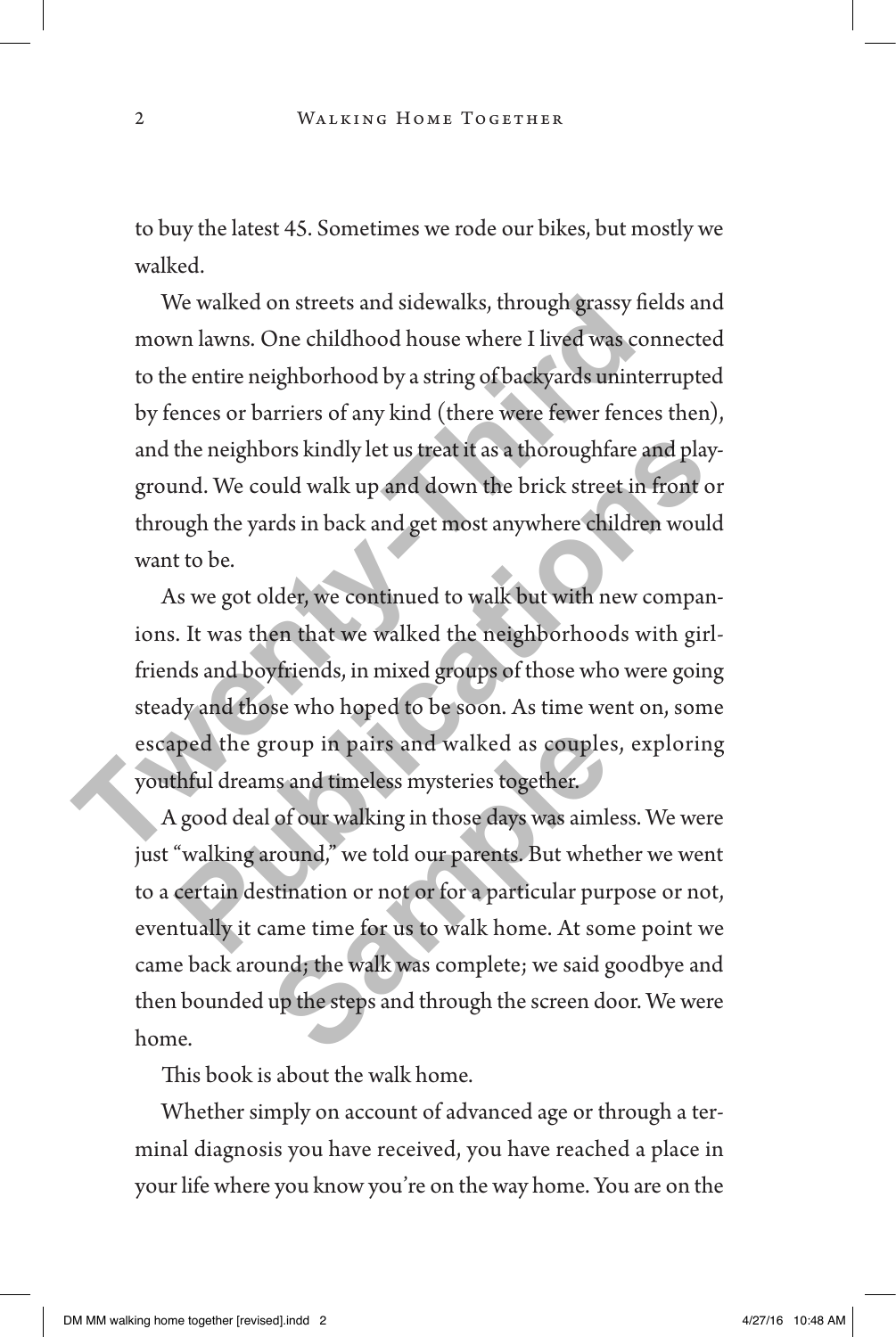to buy the latest 45. Sometimes we rode our bikes, but mostly we walked.

We walked on streets and sidewalks, through grassy fields and mown lawns. One childhood house where I lived was connected to the entire neighborhood by a string of backyards uninterrupted by fences or barriers of any kind (there were fewer fences then), and the neighbors kindly let us treat it as a thoroughfare and playground. We could walk up and down the brick street in front or through the yards in back and get most anywhere children would want to be.

As we got older, we continued to walk but with new companions. It was then that we walked the neighborhoods with girlfriends and boyfriends, in mixed groups of those who were going steady and those who hoped to be soon. As time went on, some escaped the group in pairs and walked as couples, exploring youthful dreams and timeless mysteries together.

A good deal of our walking in those days was aimless. We were just "walking around," we told our parents. But whether we went to a certain destination or not or for a particular purpose or not, eventually it came time for us to walk home. At some point we came back around; the walk was complete; we said goodbye and then bounded up the steps and through the screen door. We were home.

This book is about the walk home.

Whether simply on account of advanced age or through a terminal diagnosis you have received, you have reached a place in your life where you know you're on the way home. You are on the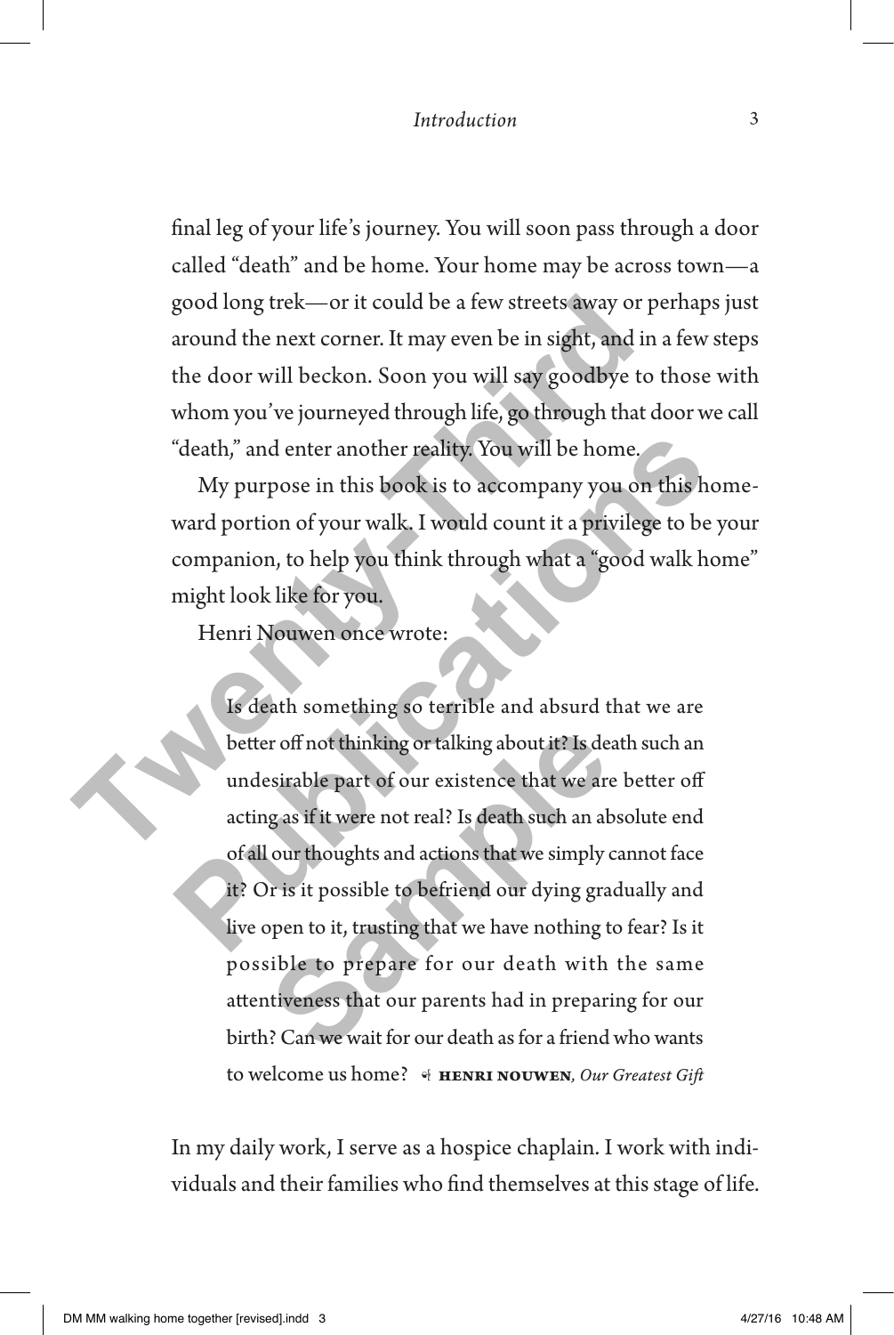final leg of your life's journey. You will soon pass through a door called "death" and be home. Your home may be across town—a good long trek—or it could be a few streets away or perhaps just around the next corner. It may even be in sight, and in a few steps the door will beckon. Soon you will say goodbye to those with whom you've journeyed through life, go through that door we call "death," and enter another reality. You will be home.

My purpose in this book is to accompany you on this homeward portion of your walk. I would count it a privilege to be your companion, to help you think through what a "good walk home" might look like for you.

Henri Nouwen once wrote:

> Is death something so terrible and absurd that we are better off not thinking or talking about it? Is death such an undesirable part of our existence that we are better off acting as if it were not real? Is death such an absolute end of all our thoughts and actions that we simply cannot face it? Or is it possible to befriend our dying gradually and live open to it, trusting that we have nothing to fear? Is it possible to prepare for our death with the same attentiveness that our parents had in preparing for our birth? Can we wait for our death as for a friend who wants to welcome us home? — **Henri Nouwen**, *Our Greatest Gift*

In my daily work, I serve as a hospice chaplain. I work with individuals and their families who find themselves at this stage of life.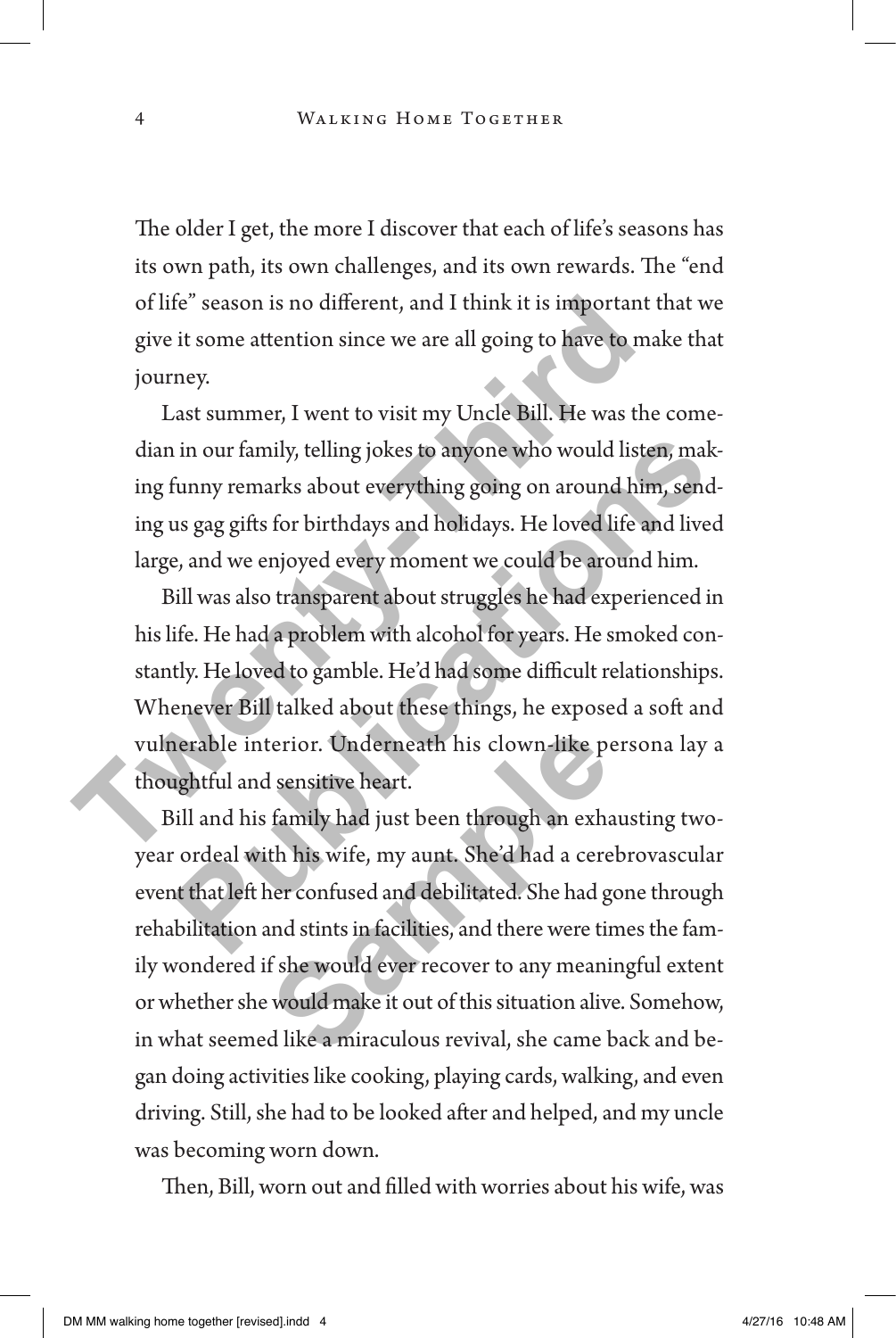The older I get, the more I discover that each of life's seasons has its own path, its own challenges, and its own rewards. The "end of life" season is no different, and I think it is important that we give it some attention since we are all going to have to make that journey.

Last summer, I went to visit my Uncle Bill. He was the comedian in our family, telling jokes to anyone who would listen, making funny remarks about everything going on around him, sending us gag gifts for birthdays and holidays. He loved life and lived large, and we enjoyed every moment we could be around him.

Bill was also transparent about struggles he had experienced in his life. He had a problem with alcohol for years. He smoked constantly. He loved to gamble. He'd had some difficult relationships. Whenever Bill talked about these things, he exposed a soft and vulnerable interior. Underneath his clown-like persona lay a thoughtful and sensitive heart.

Bill and his family had just been through an exhausting two-year ordeal with his wife, my aunt. She'd had a cerebrovascular event that left her confused and debilitated. She had gone through rehabilitation and stints in facilities, and there were times the family wondered if she would ever recover to any meaningful extent or whether she would make it out of this situation alive. Somehow, in what seemed like a miraculous revival, she came back and began doing activities like cooking, playing cards, walking, and even driving. Still, she had to be looked after and helped, and my uncle was becoming worn down.

Then, Bill, worn out and filled with worries about his wife, was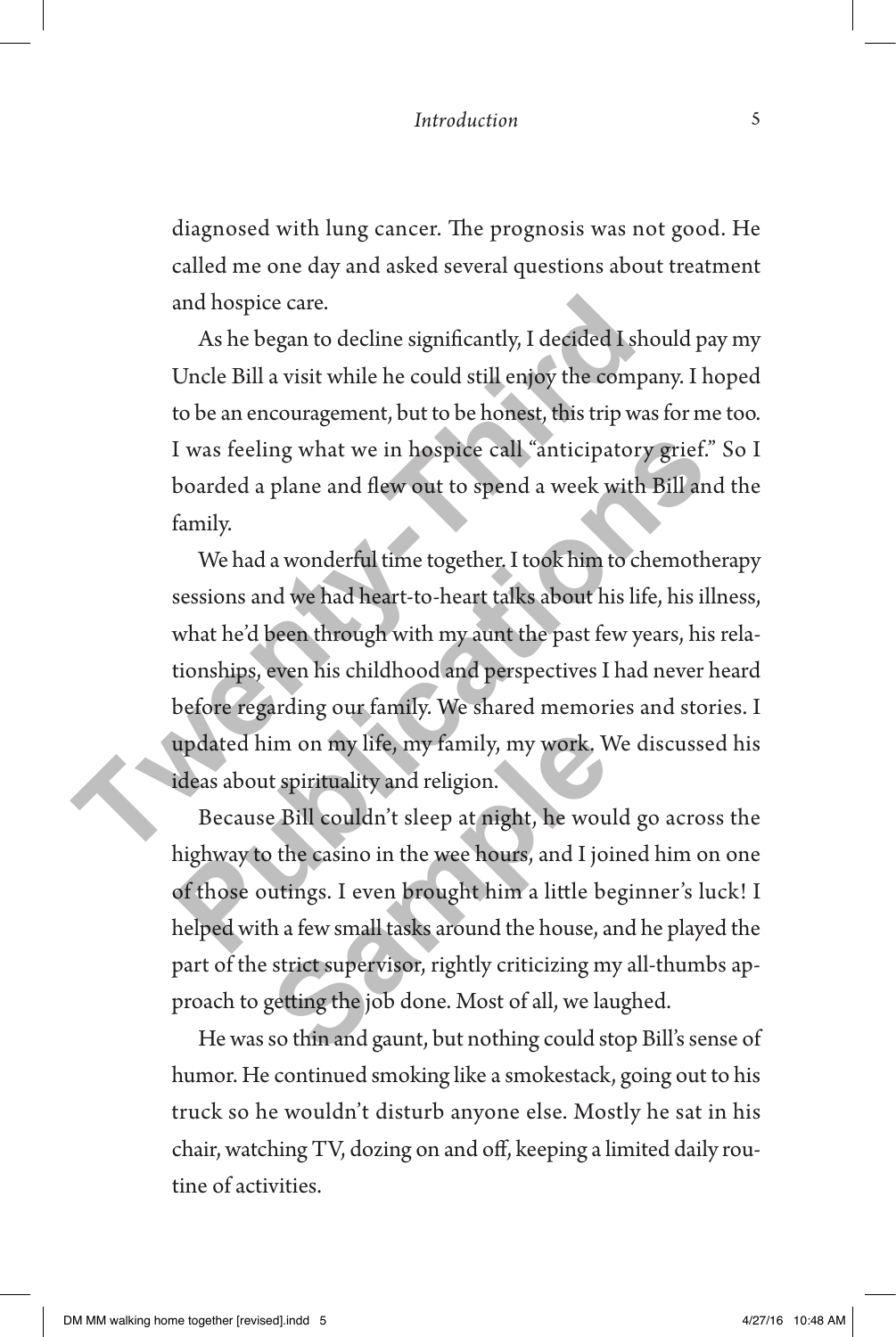diagnosed with lung cancer. The prognosis was not good. He called me one day and asked several questions about treatment and hospice care.

As he began to decline significantly, I decided I should pay my Uncle Bill a visit while he could still enjoy the company. I hoped to be an encouragement, but to be honest, this trip was for me too. I was feeling what we in hospice call "anticipatory grief." So I boarded a plane and flew out to spend a week with Bill and the family.

We had a wonderful time together. I took him to chemotherapy sessions and we had heart-to-heart talks about his life, his illness, what he'd been through with my aunt the past few years, his relationships, even his childhood and perspectives I had never heard before regarding our family. We shared memories and stories. I updated him on my life, my family, my work. We discussed his ideas about spirituality and religion.

Because Bill couldn't sleep at night, he would go across the highway to the casino in the wee hours, and I joined him on one of those outings. I even brought him a little beginner's luck! I helped with a few small tasks around the house, and he played the part of the strict supervisor, rightly criticizing my all-thumbs approach to getting the job done. Most of all, we laughed.

He was so thin and gaunt, but nothing could stop Bill's sense of humor. He continued smoking like a smokestack, going out to his truck so he wouldn't disturb anyone else. Mostly he sat in his chair, watching TV, dozing on and off, keeping a limited daily routine of activities.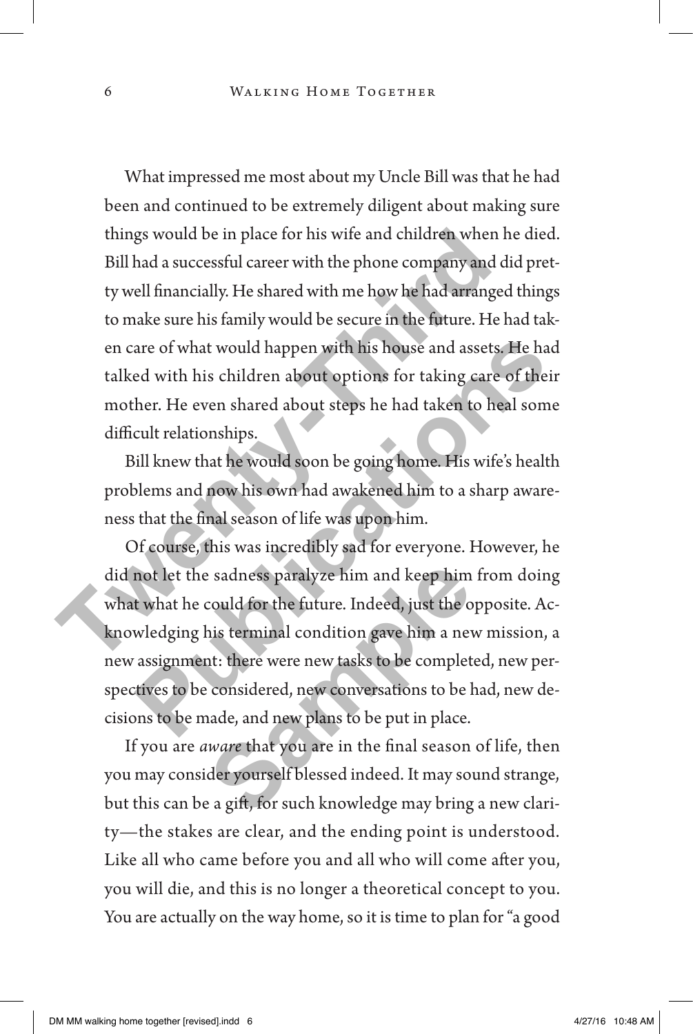What impressed me most about my Uncle Bill was that he had been and continued to be extremely diligent about making sure things would be in place for his wife and children when he died. Bill had a successful career with the phone company and did pretty well financially. He shared with me how he had arranged things to make sure his family would be secure in the future. He had taken care of what would happen with his house and assets. He had talked with his children about options for taking care of their mother. He even shared about steps he had taken to heal some difficult relationships.

Bill knew that he would soon be going home. His wife's health problems and now his own had awakened him to a sharp awareness that the final season of life was upon him.

Of course, this was incredibly sad for everyone. However, he did not let the sadness paralyze him and keep him from doing what what he could for the future. Indeed, just the opposite. Acknowledging his terminal condition gave him a new mission, a new assignment: there were new tasks to be completed, new perspectives to be considered, new conversations to be had, new decisions to be made, and new plans to be put in place.

If you are *aware* that you are in the final season of life, then you may consider yourself blessed indeed. It may sound strange, but this can be a gift, for such knowledge may bring a new clarity—the stakes are clear, and the ending point is understood. Like all who came before you and all who will come after you, you will die, and this is no longer a theoretical concept to you. You are actually on the way home, so it is time to plan for "a good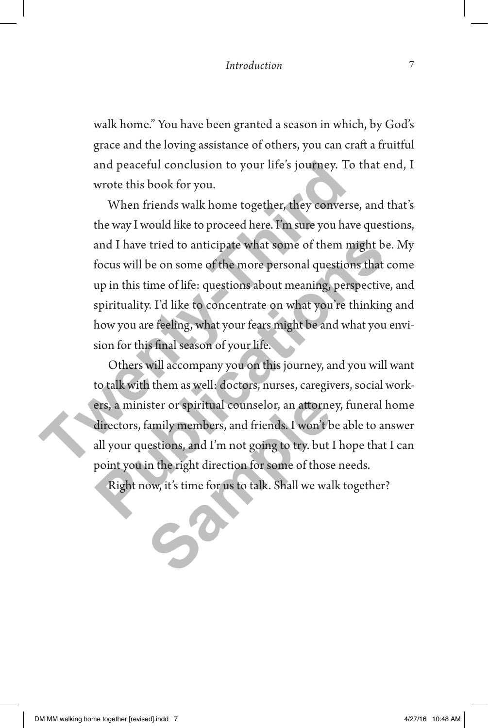walk home." You have been granted a season in which, by God's grace and the loving assistance of others, you can craft a fruitful and peaceful conclusion to your life's journey. To that end, I wrote this book for you.

When friends walk home together, they converse, and that's the way I would like to proceed here. I'm sure you have questions, and I have tried to anticipate what some of them might be. My focus will be on some of the more personal questions that come up in this time of life: questions about meaning, perspective, and spirituality. I'd like to concentrate on what you're thinking and how you are feeling, what your fears might be and what you envision for this final season of your life.

Others will accompany you on this journey, and you will want to talk with them as well: doctors, nurses, caregivers, social workers, a minister or spiritual counselor, an attorney, funeral home directors, family members, and friends. I won't be able to answer all your questions, and I'm not going to try. but I hope that I can point you in the right direction for some of those needs.

Right now, it's time for us to talk. Shall we walk together?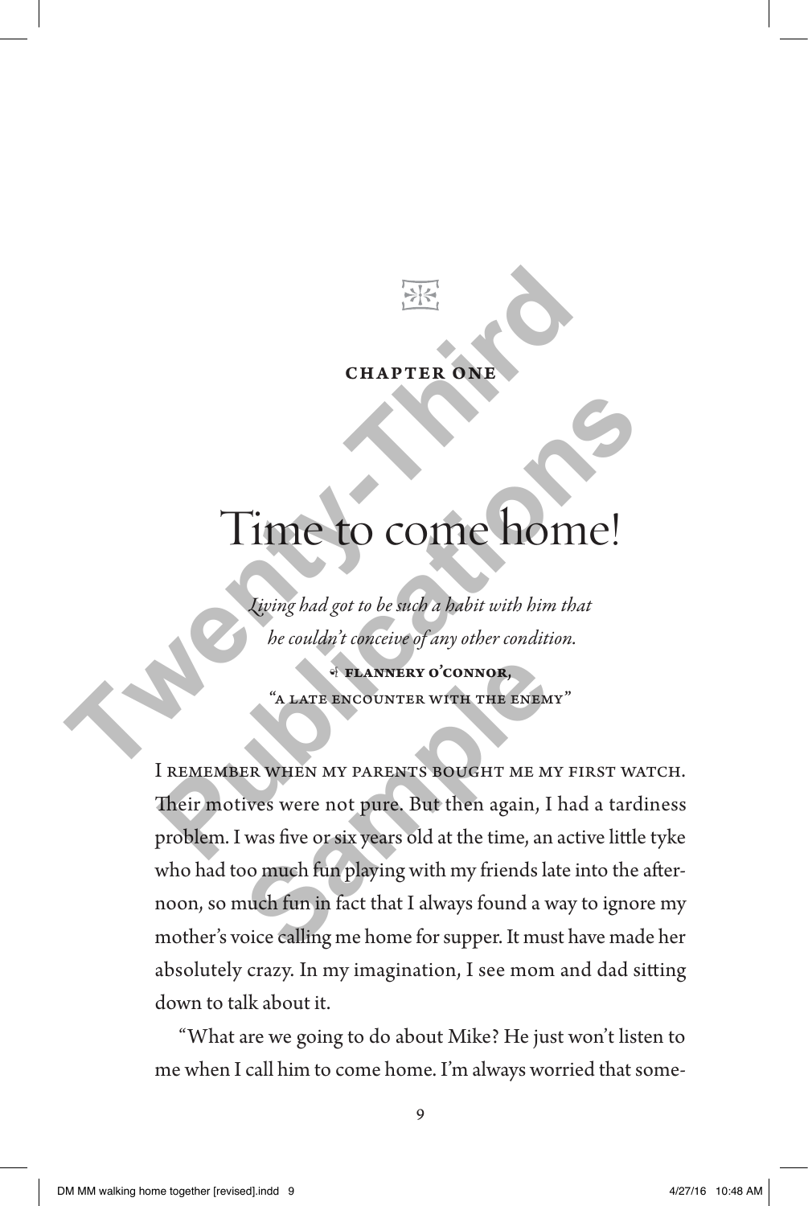**CHAPTER ONE**

# Time to come home!

*Living had got to be such a habit with him that he couldn't conceive of any other condition.*

FLANNERY O'CONNOR,
"A LATE ENCOUNTER WITH THE ENEMY"

I REMEMBER WHEN MY PARENTS BOUGHT ME MY FIRST WATCH. Their motives were not pure. But then again, I had a tardiness problem. I was five or six years old at the time, an active little tyke who had too much fun playing with my friends late into the afternoon, so much fun in fact that I always found a way to ignore my mother's voice calling me home for supper. It must have made her absolutely crazy. In my imagination, I see mom and dad sitting down to talk about it.

"What are we going to do about Mike? He just won't listen to me when I call him to come home. I'm always worried that some-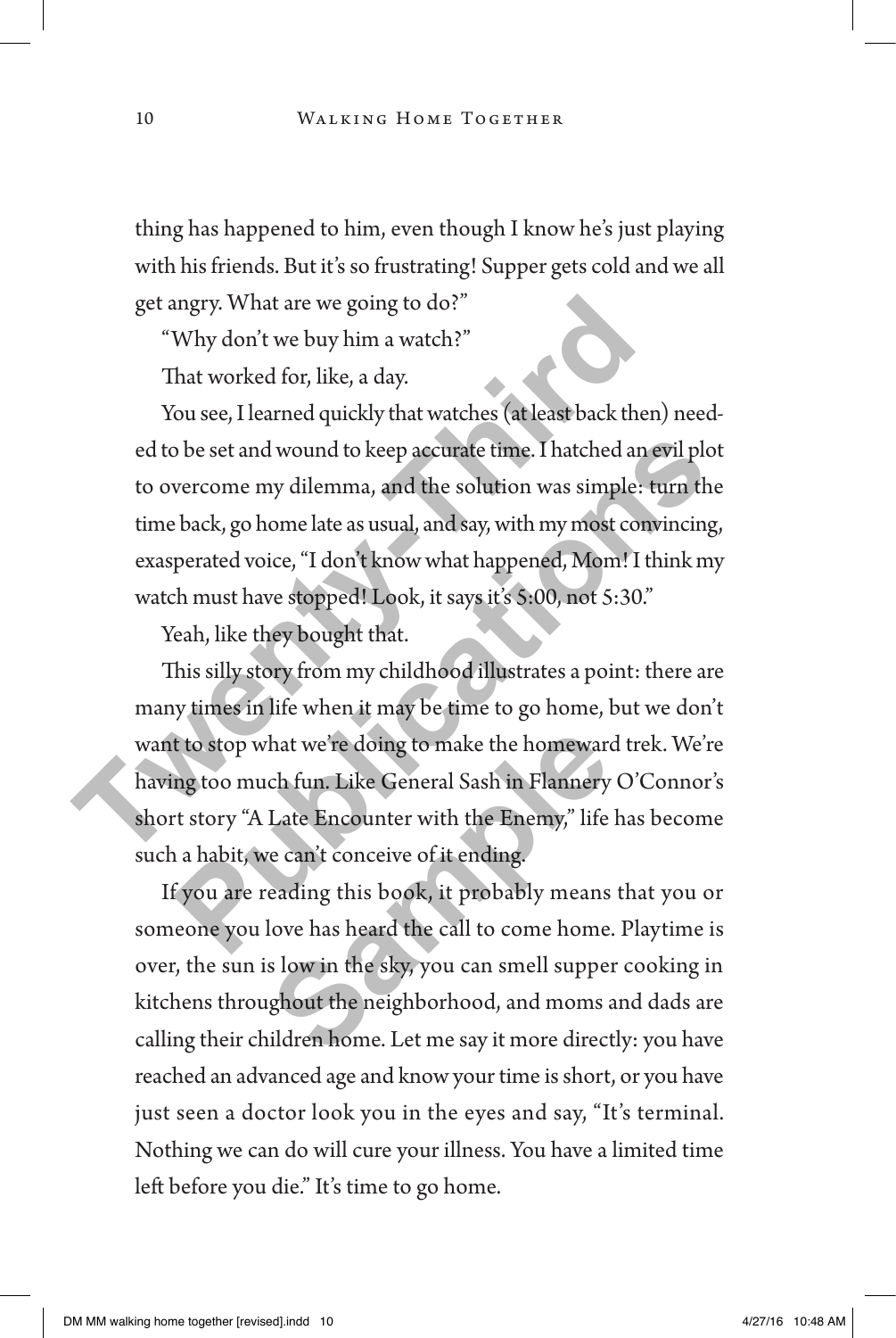thing has happened to him, even though I know he's just playing with his friends. But it's so frustrating! Supper gets cold and we all get angry. What are we going to do?"

"Why don't we buy him a watch?"

That worked for, like, a day.

You see, I learned quickly that watches (at least back then) needed to be set and wound to keep accurate time. I hatched an evil plot to overcome my dilemma, and the solution was simple: turn the time back, go home late as usual, and say, with my most convincing, exasperated voice, "I don't know what happened, Mom! I think my watch must have stopped! Look, it says it's 5:00, not 5:30."

Yeah, like they bought that.

This silly story from my childhood illustrates a point: there are many times in life when it may be time to go home, but we don't want to stop what we're doing to make the homeward trek. We're having too much fun. Like General Sash in Flannery O'Connor's short story "A Late Encounter with the Enemy," life has become such a habit, we can't conceive of it ending.

If you are reading this book, it probably means that you or someone you love has heard the call to come home. Playtime is over, the sun is low in the sky, you can smell supper cooking in kitchens throughout the neighborhood, and moms and dads are calling their children home. Let me say it more directly: you have reached an advanced age and know your time is short, or you have just seen a doctor look you in the eyes and say, "It's terminal. Nothing we can do will cure your illness. You have a limited time left before you die." It's time to go home.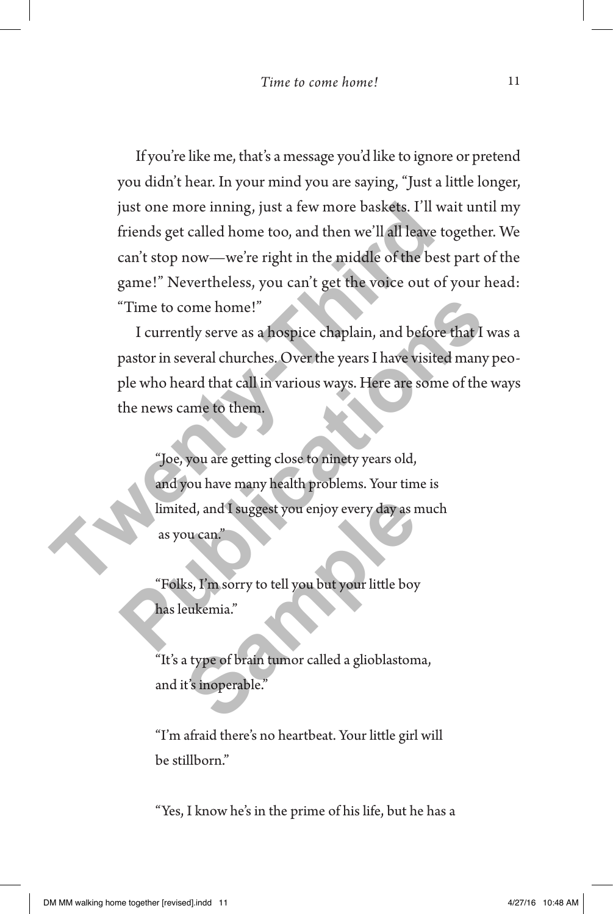If you're like me, that's a message you'd like to ignore or pretend you didn't hear. In your mind you are saying, "Just a little longer, just one more inning, just a few more baskets. I'll wait until my friends get called home too, and then we'll all leave together. We can't stop now—we're right in the middle of the best part of the game!" Nevertheless, you can't get the voice out of your head: "Time to come home!"

I currently serve as a hospice chaplain, and before that I was a pastor in several churches. Over the years I have visited many people who heard that call in various ways. Here are some of the ways the news came to them.

> "Joe, you are getting close to ninety years old, and you have many health problems. Your time is limited, and I suggest you enjoy every day as much as you can."
>
> "Folks, I'm sorry to tell you but your little boy has leukemia."
>
> "It's a type of brain tumor called a glioblastoma, and it's inoperable."
>
> "I'm afraid there's no heartbeat. Your little girl will be stillborn."
>
> "Yes, I know he's in the prime of his life, but he has a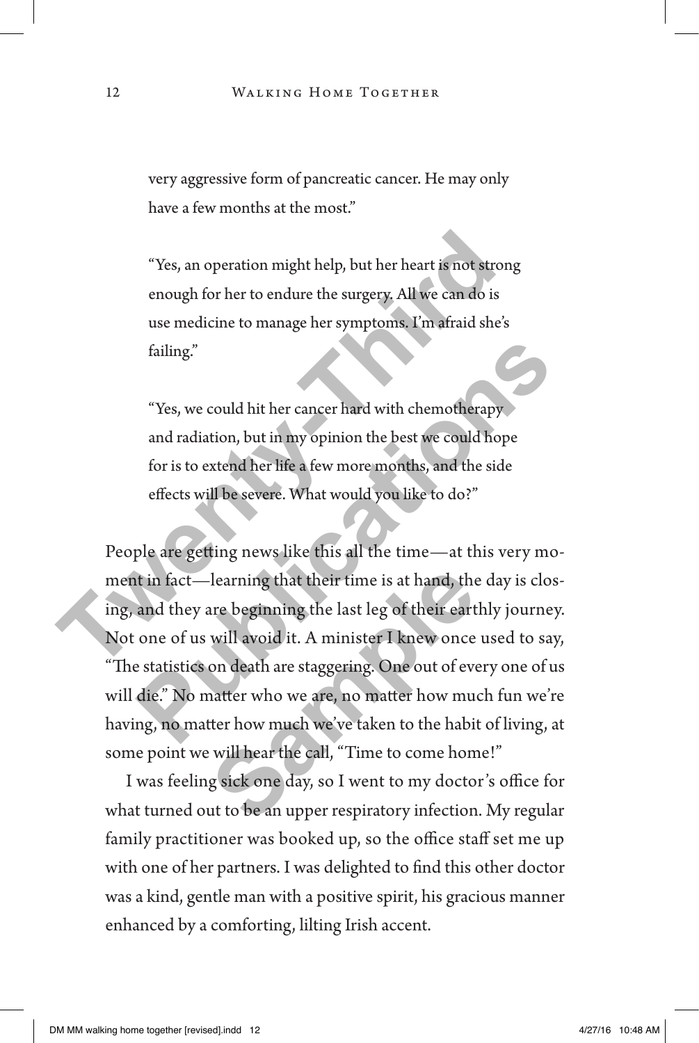> very aggressive form of pancreatic cancer. He may only have a few months at the most."
>
> "Yes, an operation might help, but her heart is not strong enough for her to endure the surgery. All we can do is use medicine to manage her symptoms. I'm afraid she's failing."
>
> "Yes, we could hit her cancer hard with chemotherapy and radiation, but in my opinion the best we could hope for is to extend her life a few more months, and the side effects will be severe. What would you like to do?"

People are getting news like this all the time—at this very moment in fact—learning that their time is at hand, the day is closing, and they are beginning the last leg of their earthly journey. Not one of us will avoid it. A minister I knew once used to say, "The statistics on death are staggering. One out of every one of us will die." No matter who we are, no matter how much fun we're having, no matter how much we've taken to the habit of living, at some point we will hear the call, "Time to come home!"

I was feeling sick one day, so I went to my doctor's office for what turned out to be an upper respiratory infection. My regular family practitioner was booked up, so the office staff set me up with one of her partners. I was delighted to find this other doctor was a kind, gentle man with a positive spirit, his gracious manner enhanced by a comforting, lilting Irish accent.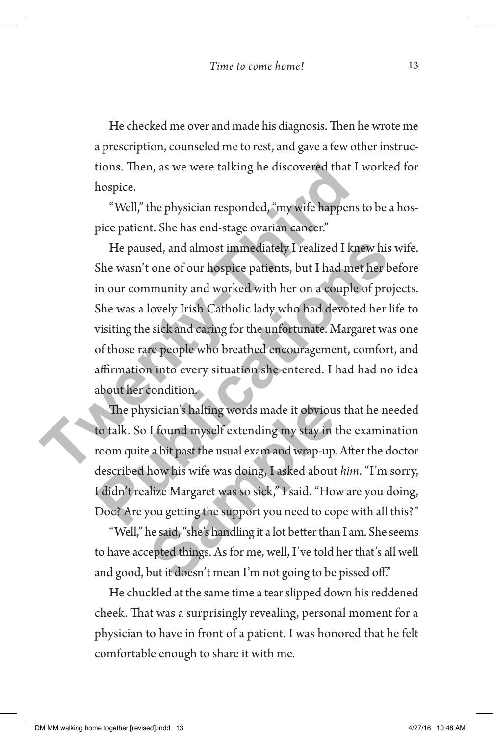He checked me over and made his diagnosis. Then he wrote me a prescription, counseled me to rest, and gave a few other instructions. Then, as we were talking he discovered that I worked for hospice.

"Well," the physician responded, "my wife happens to be a hospice patient. She has end-stage ovarian cancer."

He paused, and almost immediately I realized I knew his wife. She wasn't one of our hospice patients, but I had met her before in our community and worked with her on a couple of projects. She was a lovely Irish Catholic lady who had devoted her life to visiting the sick and caring for the unfortunate. Margaret was one of those rare people who breathed encouragement, comfort, and affirmation into every situation she entered. I had had no idea about her condition.

The physician's halting words made it obvious that he needed to talk. So I found myself extending my stay in the examination room quite a bit past the usual exam and wrap-up. After the doctor described how his wife was doing, I asked about *him*. "I'm sorry, I didn't realize Margaret was so sick," I said. "How are you doing, Doc? Are you getting the support you need to cope with all this?"

"Well," he said, "she's handling it a lot better than I am. She seems to have accepted things. As for me, well, I've told her that's all well and good, but it doesn't mean I'm not going to be pissed off."

He chuckled at the same time a tear slipped down his reddened cheek. That was a surprisingly revealing, personal moment for a physician to have in front of a patient. I was honored that he felt comfortable enough to share it with me.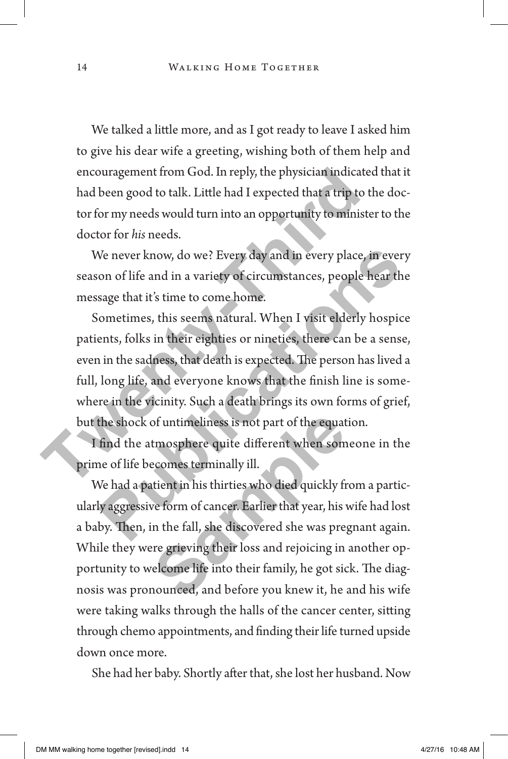We talked a little more, and as I got ready to leave I asked him to give his dear wife a greeting, wishing both of them help and encouragement from God. In reply, the physician indicated that it had been good to talk. Little had I expected that a trip to the doctor for my needs would turn into an opportunity to minister to the doctor for *his* needs.

We never know, do we? Every day and in every place, in every season of life and in a variety of circumstances, people hear the message that it's time to come home.

Sometimes, this seems natural. When I visit elderly hospice patients, folks in their eighties or nineties, there can be a sense, even in the sadness, that death is expected. The person has lived a full, long life, and everyone knows that the finish line is somewhere in the vicinity. Such a death brings its own forms of grief, but the shock of untimeliness is not part of the equation.

I find the atmosphere quite different when someone in the prime of life becomes terminally ill.

We had a patient in his thirties who died quickly from a particularly aggressive form of cancer. Earlier that year, his wife had lost a baby. Then, in the fall, she discovered she was pregnant again. While they were grieving their loss and rejoicing in another opportunity to welcome life into their family, he got sick. The diagnosis was pronounced, and before you knew it, he and his wife were taking walks through the halls of the cancer center, sitting through chemo appointments, and finding their life turned upside down once more.

She had her baby. Shortly after that, she lost her husband. Now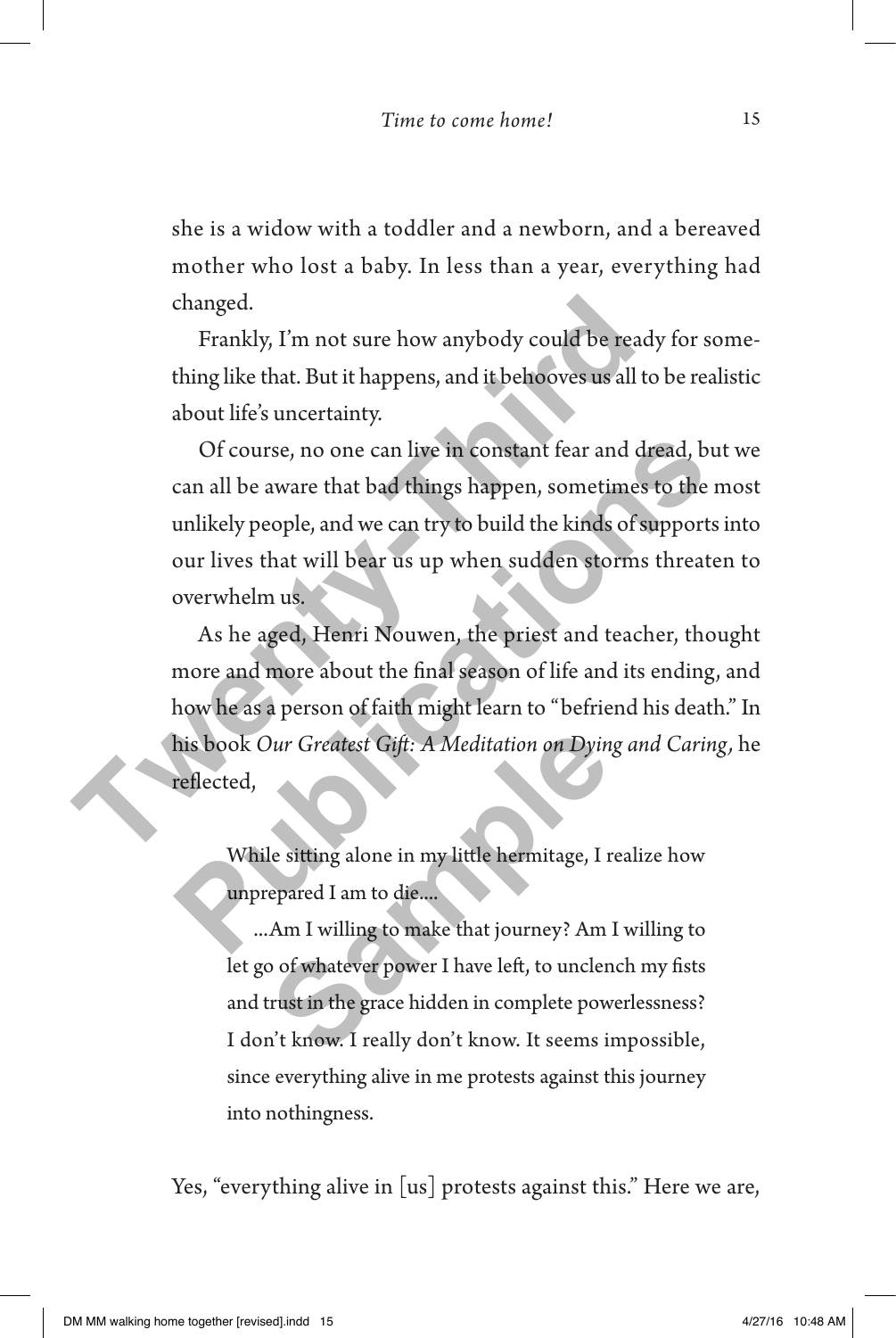she is a widow with a toddler and a newborn, and a bereaved mother who lost a baby. In less than a year, everything had changed.

Frankly, I'm not sure how anybody could be ready for something like that. But it happens, and it behooves us all to be realistic about life's uncertainty.

Of course, no one can live in constant fear and dread, but we can all be aware that bad things happen, sometimes to the most unlikely people, and we can try to build the kinds of supports into our lives that will bear us up when sudden storms threaten to overwhelm us.

As he aged, Henri Nouwen, the priest and teacher, thought more and more about the final season of life and its ending, and how he as a person of faith might learn to "befriend his death." In his book *Our Greatest Gift: A Meditation on Dying and Caring*, he reflected,

> While sitting alone in my little hermitage, I realize how unprepared I am to die....
>
> ...Am I willing to make that journey? Am I willing to let go of whatever power I have left, to unclench my fists and trust in the grace hidden in complete powerlessness? I don't know. I really don't know. It seems impossible, since everything alive in me protests against this journey into nothingness.

Yes, "everything alive in [us] protests against this." Here we are,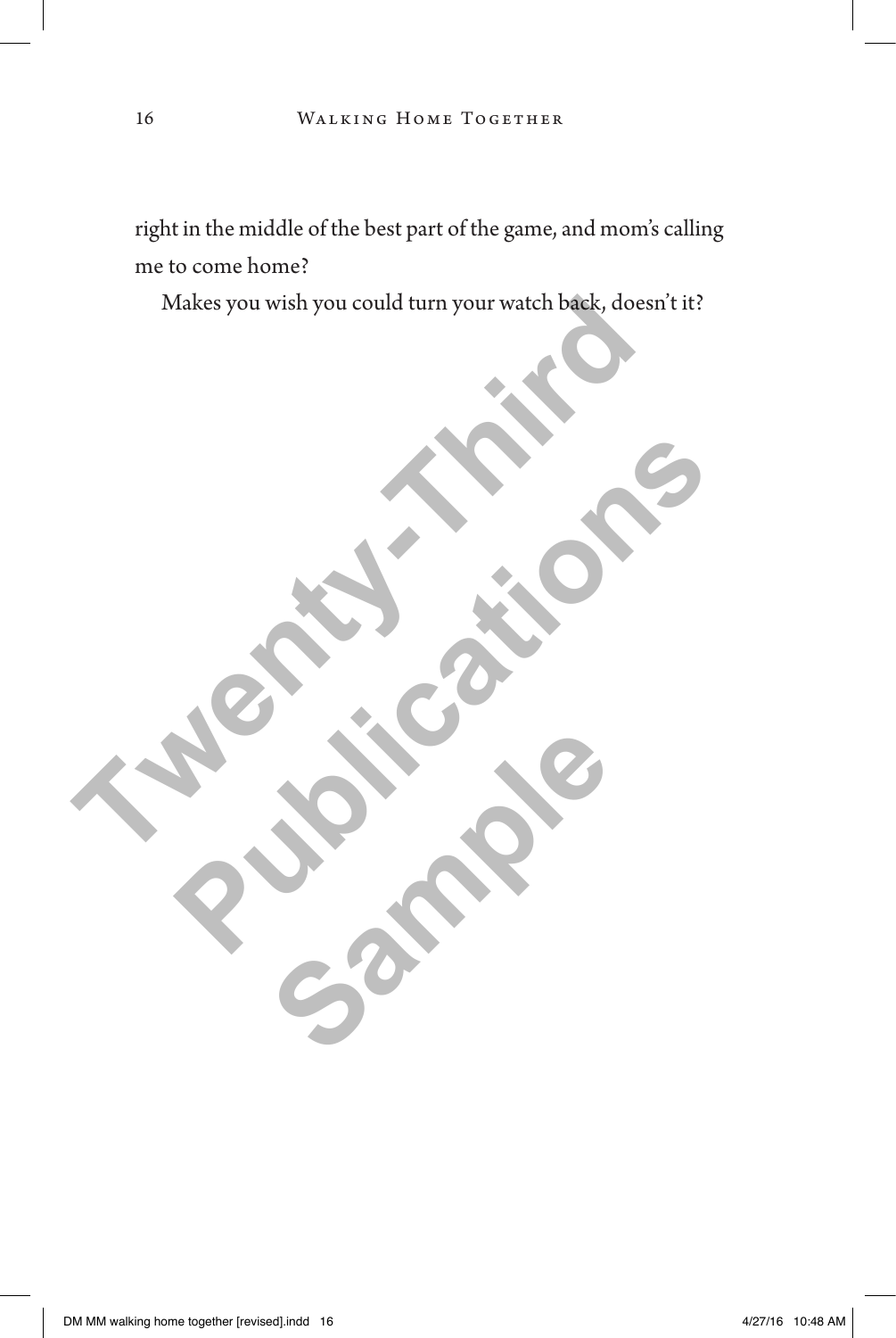right in the middle of the best part of the game, and mom's calling me to come home?

Makes you wish you could turn your watch back, doesn't it?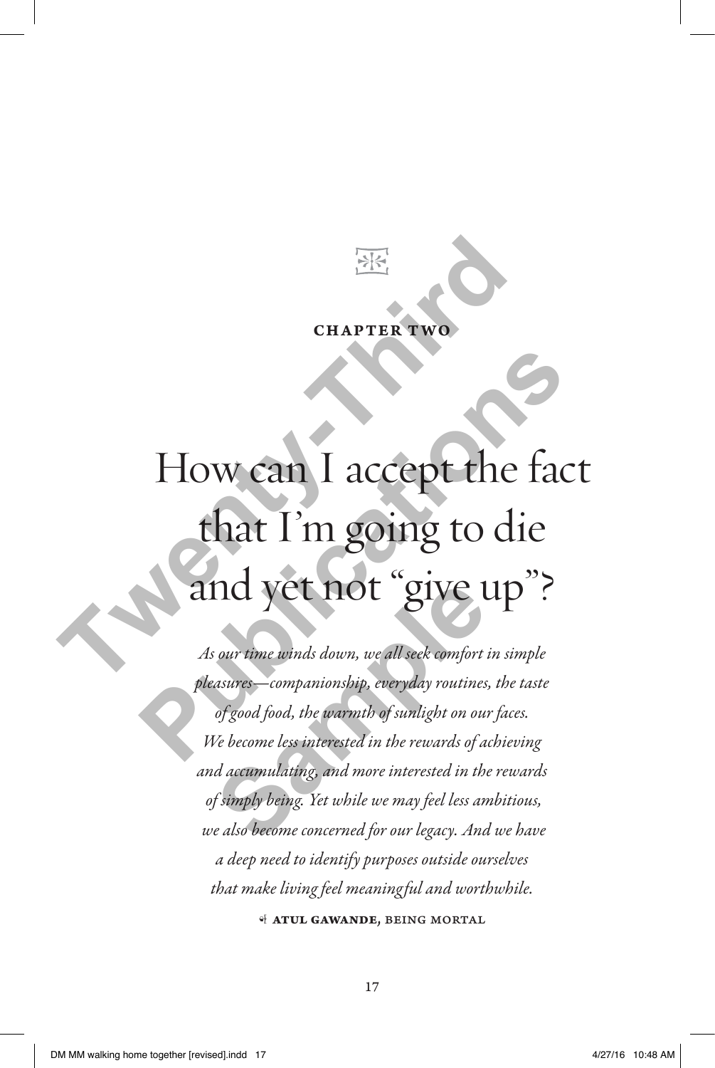CHAPTER TWO

# How can I accept the fact that I'm going to die and yet not "give up"?

*As our time winds down, we all seek comfort in simple pleasures—companionship, everyday routines, the taste of good food, the warmth of sunlight on our faces. We become less interested in the rewards of achieving and accumulating, and more interested in the rewards of simply being. Yet while we may feel less ambitious, we also become concerned for our legacy. And we have a deep need to identify purposes outside ourselves that make living feel meaningful and worthwhile.*

— **ATUL GAWANDE,** BEING MORTAL